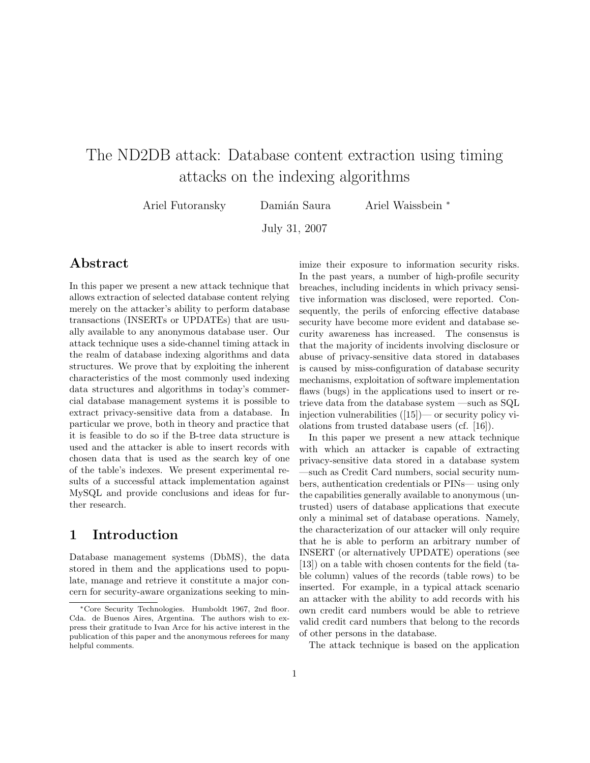# The ND2DB attack: Database content extraction using timing attacks on the indexing algorithms

Ariel Futoransky Damián Saura Ariel Waissbein [*]

July 31, 2007

## Abstract

In this paper we present a new attack technique that allows extraction of selected database content relying merely on the attacker's ability to perform database transactions (INSERTs or UPDATEs) that are usually available to any anonymous database user. Our attack technique uses a side-channel timing attack in the realm of database indexing algorithms and data structures. We prove that by exploiting the inherent characteristics of the most commonly used indexing data structures and algorithms in today's commercial database management systems it is possible to extract privacy-sensitive data from a database. In particular we prove, both in theory and practice that it is feasible to do so if the B-tree data structure is used and the attacker is able to insert records with chosen data that is used as the search key of one of the table's indexes. We present experimental results of a successful attack implementation against MySQL and provide conclusions and ideas for further research.

## 1 Introduction

Database management systems (DbMS), the data stored in them and the applications used to populate, manage and retrieve it constitute a major concern for security-aware organizations seeking to minimize their exposure to information security risks. In the past years, a number of high-profile security breaches, including incidents in which privacy sensitive information was disclosed, were reported. Consequently, the perils of enforcing effective database security have become more evident and database security awareness has increased. The consensus is that the majority of incidents involving disclosure or abuse of privacy-sensitive data stored in databases is caused by miss-configuration of database security mechanisms, exploitation of software implementation flaws (bugs) in the applications used to insert or retrieve data from the database system —such as SQL injection vulnerabilities ([15])— or security policy violations from trusted database users (cf. [16]).

In this paper we present a new attack technique with which an attacker is capable of extracting privacy-sensitive data stored in a database system —such as Credit Card numbers, social security numbers, authentication credentials or PINs— using only the capabilities generally available to anonymous (untrusted) users of database applications that execute only a minimal set of database operations. Namely, the characterization of our attacker will only require that he is able to perform an arbitrary number of INSERT (or alternatively UPDATE) operations (see [13]) on a table with chosen contents for the field (table column) values of the records (table rows) to be inserted. For example, in a typical attack scenario an attacker with the ability to add records with his own credit card numbers would be able to retrieve valid credit card numbers that belong to the records of other persons in the database.

The attack technique is based on the application

---

[*] Core Security Technologies. Humboldt 1967, 2nd floor. Cda. de Buenos Aires, Argentina. The authors wish to express their gratitude to Ivan Arce for his active interest in the publication of this paper and the anonymous referees for many helpful comments.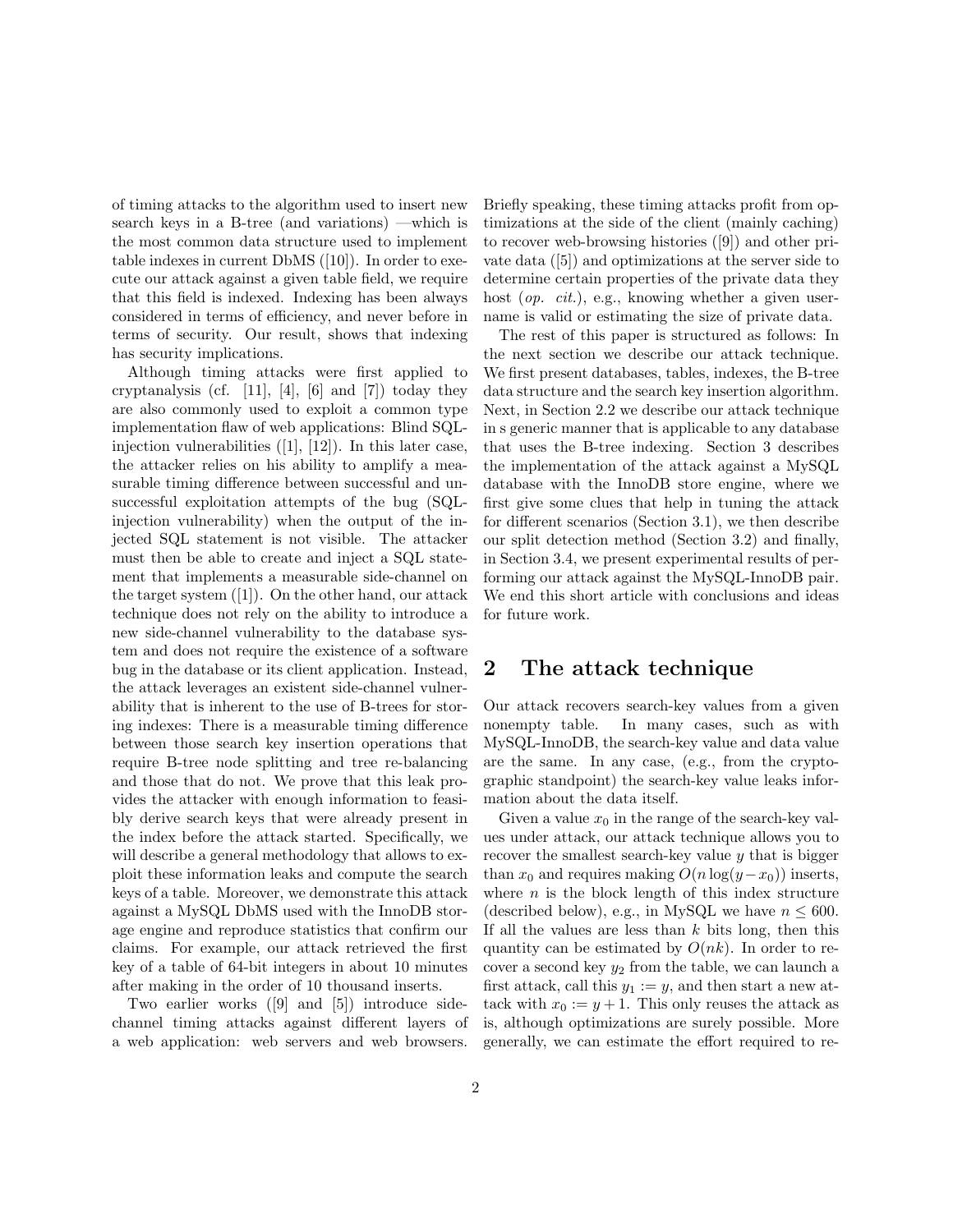of timing attacks to the algorithm used to insert new search keys in a B-tree (and variations) —which is the most common data structure used to implement table indexes in current DbMS ([10]). In order to execute our attack against a given table field, we require that this field is indexed. Indexing has been always considered in terms of efficiency, and never before in terms of security. Our result, shows that indexing has security implications.

Although timing attacks were first applied to cryptanalysis (cf. [11], [4], [6] and [7]) today they are also commonly used to exploit a common type implementation flaw of web applications: Blind SQL-injection vulnerabilities ([1], [12]). In this later case, the attacker relies on his ability to amplify a measurable timing difference between successful and unsuccessful exploitation attempts of the bug (SQL-injection vulnerability) when the output of the injected SQL statement is not visible. The attacker must then be able to create and inject a SQL statement that implements a measurable side-channel on the target system ([1]). On the other hand, our attack technique does not rely on the ability to introduce a new side-channel vulnerability to the database system and does not require the existence of a software bug in the database or its client application. Instead, the attack leverages an existent side-channel vulnerability that is inherent to the use of B-trees for storing indexes: There is a measurable timing difference between those search key insertion operations that require B-tree node splitting and tree re-balancing and those that do not. We prove that this leak provides the attacker with enough information to feasibly derive search keys that were already present in the index before the attack started. Specifically, we will describe a general methodology that allows to exploit these information leaks and compute the search keys of a table. Moreover, we demonstrate this attack against a MySQL DbMS used with the InnoDB storage engine and reproduce statistics that confirm our claims. For example, our attack retrieved the first key of a table of 64-bit integers in about 10 minutes after making in the order of 10 thousand inserts.

Two earlier works ([9] and [5]) introduce side-channel timing attacks against different layers of a web application: web servers and web browsers. Briefly speaking, these timing attacks profit from optimizations at the side of the client (mainly caching) to recover web-browsing histories ([9]) and other private data ([5]) and optimizations at the server side to determine certain properties of the private data they host (*op. cit.*), e.g., knowing whether a given username is valid or estimating the size of private data.

The rest of this paper is structured as follows: In the next section we describe our attack technique. We first present databases, tables, indexes, the B-tree data structure and the search key insertion algorithm. Next, in Section 2.2 we describe our attack technique in s generic manner that is applicable to any database that uses the B-tree indexing. Section 3 describes the implementation of the attack against a MySQL database with the InnoDB store engine, where we first give some clues that help in tuning the attack for different scenarios (Section 3.1), we then describe our split detection method (Section 3.2) and finally, in Section 3.4, we present experimental results of performing our attack against the MySQL-InnoDB pair. We end this short article with conclusions and ideas for future work.

## 2 The attack technique

Our attack recovers search-key values from a given nonempty table. In many cases, such as with MySQL-InnoDB, the search-key value and data value are the same. In any case, (e.g., from the cryptographic standpoint) the search-key value leaks information about the data itself.

Given a value $x_0$ in the range of the search-key values under attack, our attack technique allows you to recover the smallest search-key value $y$ that is bigger than $x_0$ and requires making $O(n \log(y - x_0))$ inserts, where $n$ is the block length of this index structure (described below), e.g., in MySQL we have $n \leq 600$. If all the values are less than $k$ bits long, then this quantity can be estimated by $O(nk)$. In order to recover a second key $y_2$ from the table, we can launch a first attack, call this $y_1 := y$, and then start a new attack with $x_0 := y + 1$. This only reuses the attack as is, although optimizations are surely possible. More generally, we can estimate the effort required to re-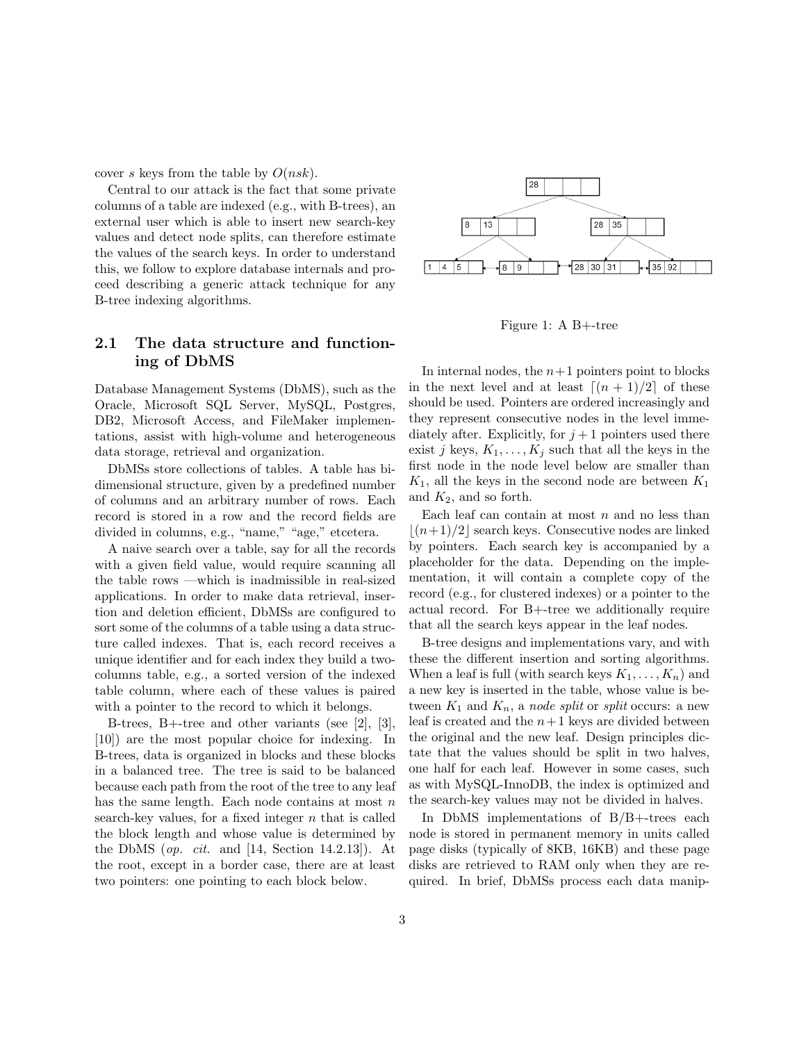cover $s$ keys from the table by $O(nsk)$.

Central to our attack is the fact that some private columns of a table are indexed (e.g., with B-trees), an external user which is able to insert new search-key values and detect node splits, can therefore estimate the values of the search keys. In order to understand this, we follow to explore database internals and proceed describing a generic attack technique for any B-tree indexing algorithms.

## 2.1 The data structure and functioning of DbMS

Database Management Systems (DbMS), such as the Oracle, Microsoft SQL Server, MySQL, Postgres, DB2, Microsoft Access, and FileMaker implementations, assist with high-volume and heterogeneous data storage, retrieval and organization.

DbMSs store collections of tables. A table has bidimensional structure, given by a predefined number of columns and an arbitrary number of rows. Each record is stored in a row and the record fields are divided in columns, e.g., "name," "age," etcetera.

A naive search over a table, say for all the records with a given field value, would require scanning all the table rows —which is inadmissible in real-sized applications. In order to make data retrieval, insertion and deletion efficient, DbMSs are configured to sort some of the columns of a table using a data structure called indexes. That is, each record receives a unique identifier and for each index they build a two-columns table, e.g., a sorted version of the indexed table column, where each of these values is paired with a pointer to the record to which it belongs.

B-trees, B+-tree and other variants (see [2], [3], [10]) are the most popular choice for indexing. In B-trees, data is organized in blocks and these blocks in a balanced tree. The tree is said to be balanced because each path from the root of the tree to any leaf has the same length. Each node contains at most $n$ search-key values, for a fixed integer $n$ that is called the block length and whose value is determined by the DbMS (*op. cit.* and [14, Section 14.2.13]). At the root, except in a border case, there are at least two pointers: one pointing to each block below.

Figure 1: A B+-tree

In internal nodes, the $n+1$ pointers point to blocks in the next level and at least $\lceil (n+1)/2 \rceil$ of these should be used. Pointers are ordered increasingly and they represent consecutive nodes in the level immediately after. Explicitly, for $j+1$ pointers used there exist $j$ keys, $K_1, \dots, K_j$ such that all the keys in the first node in the node level below are smaller than $K_1$, all the keys in the second node are between $K_1$ and $K_2$, and so forth.

Each leaf can contain at most $n$ and no less than $\lfloor (n+1)/2 \rfloor$ search keys. Consecutive nodes are linked by pointers. Each search key is accompanied by a placeholder for the data. Depending on the implementation, it will contain a complete copy of the record (e.g., for clustered indexes) or a pointer to the actual record. For B+-tree we additionally require that all the search keys appear in the leaf nodes.

B-tree designs and implementations vary, and with these the different insertion and sorting algorithms. When a leaf is full (with search keys $K_1, \dots, K_n$) and a new key is inserted in the table, whose value is between $K_1$ and $K_n$, a *node split* or *split* occurs: a new leaf is created and the $n+1$ keys are divided between the original and the new leaf. Design principles dictate that the values should be split in two halves, one half for each leaf. However in some cases, such as with MySQL-InnoDB, the index is optimized and the search-key values may not be divided in halves.

In DbMS implementations of B/B+-trees each node is stored in permanent memory in units called page disks (typically of 8KB, 16KB) and these page disks are retrieved to RAM only when they are required. In brief, DbMSs process each data manip-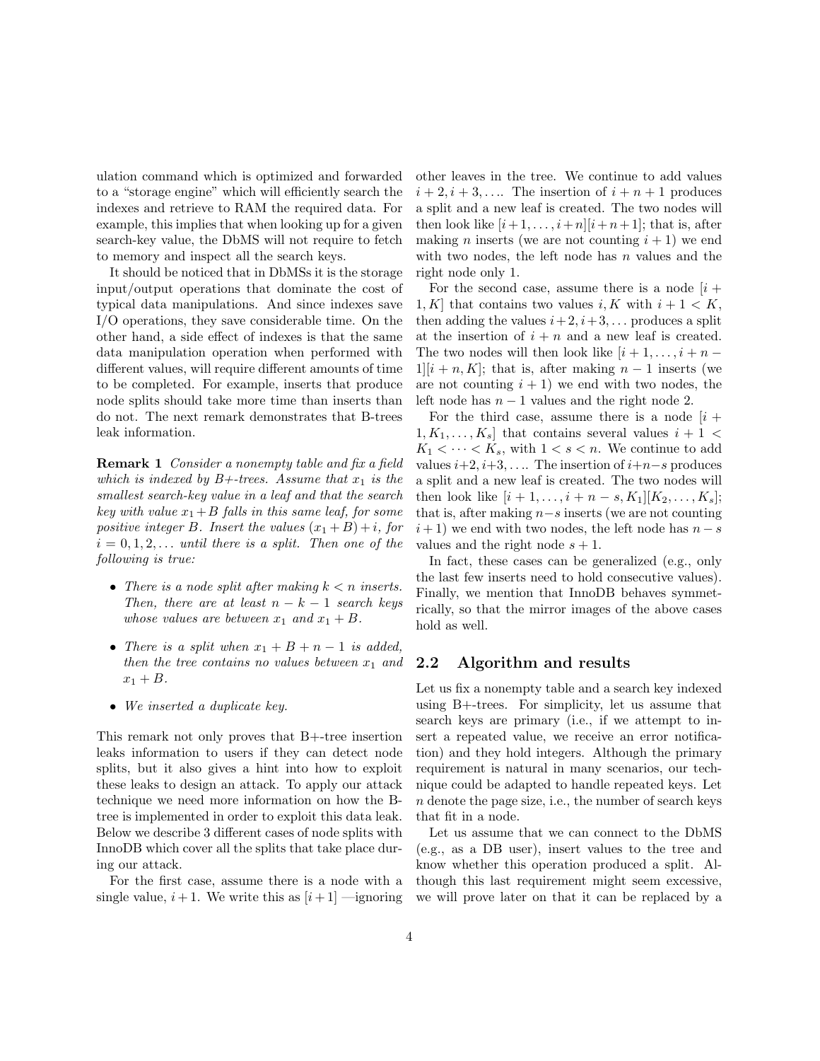ulation command which is optimized and forwarded to a "storage engine" which will efficiently search the indexes and retrieve to RAM the required data. For example, this implies that when looking up for a given search-key value, the DbMS will not require to fetch to memory and inspect all the search keys.

It should be noticed that in DbMSs it is the storage input/output operations that dominate the cost of typical data manipulations. And since indexes save I/O operations, they save considerable time. On the other hand, a side effect of indexes is that the same data manipulation operation when performed with different values, will require different amounts of time to be completed. For example, inserts that produce node splits should take more time than inserts than do not. The next remark demonstrates that B-trees leak information.

**Remark 1** *Consider a nonempty table and fix a field which is indexed by B+-trees. Assume that $x_1$ is the smallest search-key value in a leaf and that the search key with value $x_1+B$ falls in this same leaf, for some positive integer $B$. Insert the values $(x_1+B)+i$, for $i=0,1,2,\dots$ until there is a split. Then one of the following is true:*

- *There is a node split after making $k<n$ inserts. Then, there are at least $n-k-1$ search keys whose values are between $x_1$ and $x_1+B$.*
- *There is a split when $x_1+B+n-1$ is added, then the tree contains no values between $x_1$ and $x_1+B$.*
- *We inserted a duplicate key.*

This remark not only proves that B+-tree insertion leaks information to users if they can detect node splits, but it also gives a hint into how to exploit these leaks to design an attack. To apply our attack technique we need more information on how the B-tree is implemented in order to exploit this data leak. Below we describe 3 different cases of node splits with InnoDB which cover all the splits that take place during our attack.

For the first case, assume there is a node with a single value, $i+1$. We write this as $[i+1]$ —ignoring other leaves in the tree. We continue to add values $i+2, i+3, \dots$. The insertion of $i+n+1$ produces a split and a new leaf is created. The two nodes will then look like $[i+1,\dots,i+n][i+n+1]$; that is, after making $n$ inserts (we are not counting $i+1$) we end with two nodes, the left node has $n$ values and the right node only 1.

For the second case, assume there is a node $[i+1,K]$ that contains two values $i,K$ with $i+1<K$, then adding the values $i+2, i+3,\dots$ produces a split at the insertion of $i+n$ and a new leaf is created. The two nodes will then look like $[i+1,\dots,i+n-1][i+n,K]$; that is, after making $n-1$ inserts (we are not counting $i+1$) we end with two nodes, the left node has $n-1$ values and the right node 2.

For the third case, assume there is a node $[i+1,K_1,\dots,K_s]$ that contains several values $i+1<K_1<\cdots<K_s$, with $1<s<n$. We continue to add values $i+2, i+3,\dots$. The insertion of $i+n-s$ produces a split and a new leaf is created. The two nodes will then look like $[i+1,\dots,i+n-s,K_1][K_2,\dots,K_s]$; that is, after making $n-s$ inserts (we are not counting $i+1$) we end with two nodes, the left node has $n-s$ values and the right node $s+1$.

In fact, these cases can be generalized (e.g., only the last few inserts need to hold consecutive values). Finally, we mention that InnoDB behaves symmetrically, so that the mirror images of the above cases hold as well.

## 2.2 Algorithm and results

Let us fix a nonempty table and a search key indexed using B+-trees. For simplicity, let us assume that search keys are primary (i.e., if we attempt to insert a repeated value, we receive an error notification) and they hold integers. Although the primary requirement is natural in many scenarios, our technique could be adapted to handle repeated keys. Let $n$ denote the page size, i.e., the number of search keys that fit in a node.

Let us assume that we can connect to the DbMS (e.g., as a DB user), insert values to the tree and know whether this operation produced a split. Although this last requirement might seem excessive, we will prove later on that it can be replaced by a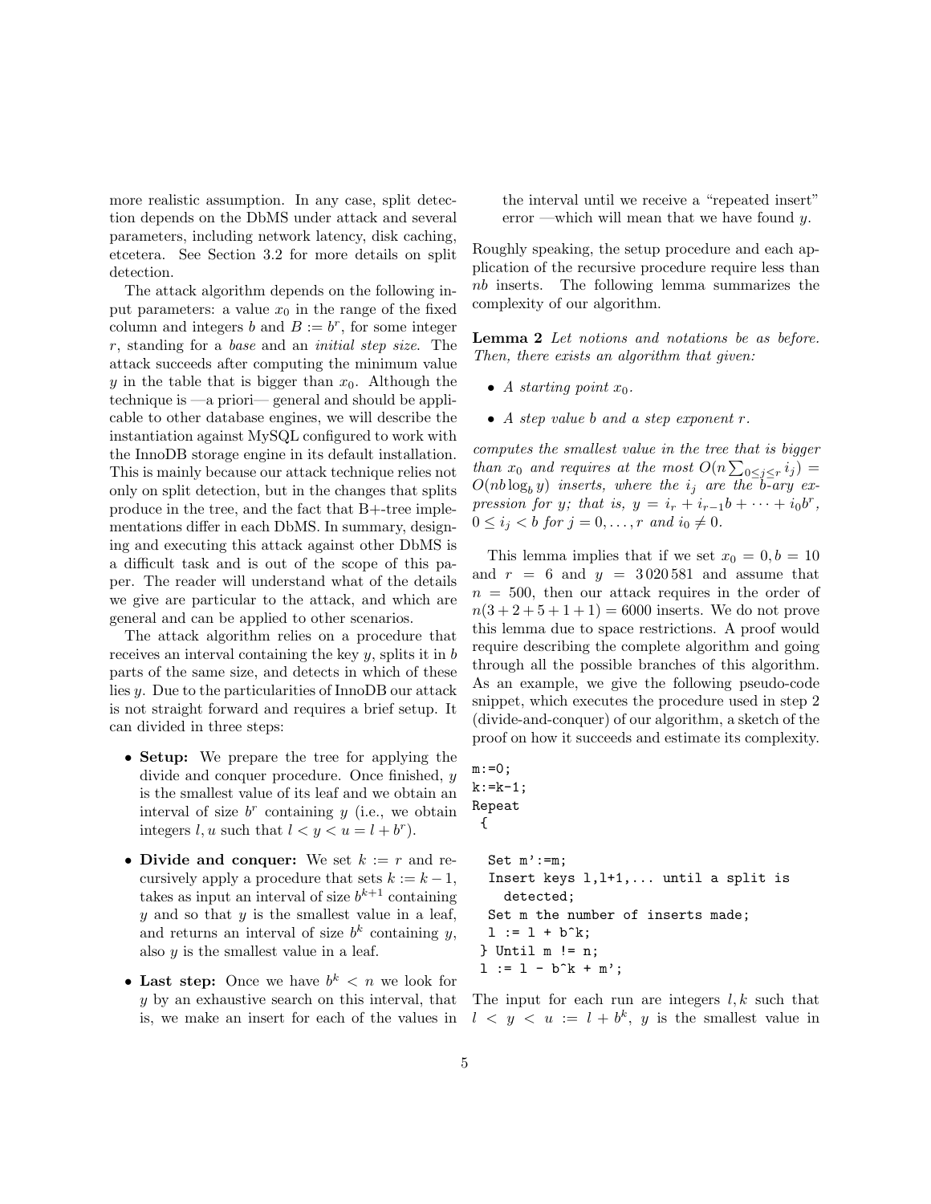more realistic assumption. In any case, split detection depends on the DbMS under attack and several parameters, including network latency, disk caching, etcetera. See Section 3.2 for more details on split detection.

The attack algorithm depends on the following input parameters: a value $x_0$ in the range of the fixed column and integers $b$ and $B := b^r$, for some integer $r$, standing for a *base* and an *initial step size*. The attack succeeds after computing the minimum value $y$ in the table that is bigger than $x_0$. Although the technique is —a priori— general and should be applicable to other database engines, we will describe the instantiation against MySQL configured to work with the InnoDB storage engine in its default installation. This is mainly because our attack technique relies not only on split detection, but in the changes that splits produce in the tree, and the fact that B+-tree implementations differ in each DbMS. In summary, designing and executing this attack against other DbMS is a difficult task and is out of the scope of this paper. The reader will understand what of the details we give are particular to the attack, and which are general and can be applied to other scenarios.

The attack algorithm relies on a procedure that receives an interval containing the key $y$, splits it in $b$ parts of the same size, and detects in which of these lies $y$. Due to the particularities of InnoDB our attack is not straight forward and requires a brief setup. It can divided in three steps:

- **Setup:** We prepare the tree for applying the divide and conquer procedure. Once finished, $y$ is the smallest value of its leaf and we obtain an interval of size $b^r$ containing $y$ (i.e., we obtain integers $l, u$ such that $l < y < u = l + b^r$).
- **Divide and conquer:** We set $k := r$ and recursively apply a procedure that sets $k := k - 1$, takes as input an interval of size $b^{k+1}$ containing $y$ and so that $y$ is the smallest value in a leaf, and returns an interval of size $b^k$ containing $y$, also $y$ is the smallest value in a leaf.
- **Last step:** Once we have $b^k < n$ we look for $y$ by an exhaustive search on this interval, that is, we make an insert for each of the values in the interval until we receive a "repeated insert" error —which will mean that we have found $y$.

Roughly speaking, the setup procedure and each application of the recursive procedure require less than $nb$ inserts. The following lemma summarizes the complexity of our algorithm.

**Lemma 2** *Let notions and notations be as before. Then, there exists an algorithm that given:*

- *A starting point $x_0$.*
- *A step value $b$ and a step exponent $r$.*

*computes the smallest value in the tree that is bigger than $x_0$ and requires at the most $O(n \sum_{0 \leq j \leq r} i_j) = O(nb \log_b y)$ inserts, where the $i_j$ are the $b$-ary expression for $y$; that is, $y = i_r + i_{r-1}b + \cdots + i_0 b^r$, $0 \leq i_j < b$ for $j = 0, \ldots, r$ and $i_0 \neq 0$.*

This lemma implies that if we set $x_0 = 0, b = 10$ and $r = 6$ and $y = 3\,020\,581$ and assume that $n = 500$, then our attack requires in the order of $n(3 + 2 + 5 + 1 + 1) = 6000$ inserts. We do not prove this lemma due to space restrictions. A proof would require describing the complete algorithm and going through all the possible branches of this algorithm. As an example, we give the following pseudo-code snippet, which executes the procedure used in step 2 (divide-and-conquer) of our algorithm, a sketch of the proof on how it succeeds and estimate its complexity.

```
m:=0;
k:=k-1;
Repeat
 {

  Set m':=m;
  Insert keys l,l+1,... until a split is
    detected;
  Set m the number of inserts made;
  l := l + b^k;
 } Until m != n;
 l := l - b^k + m';
```

The input for each run are integers $l, k$ such that $l < y < u := l + b^k$, $y$ is the smallest value in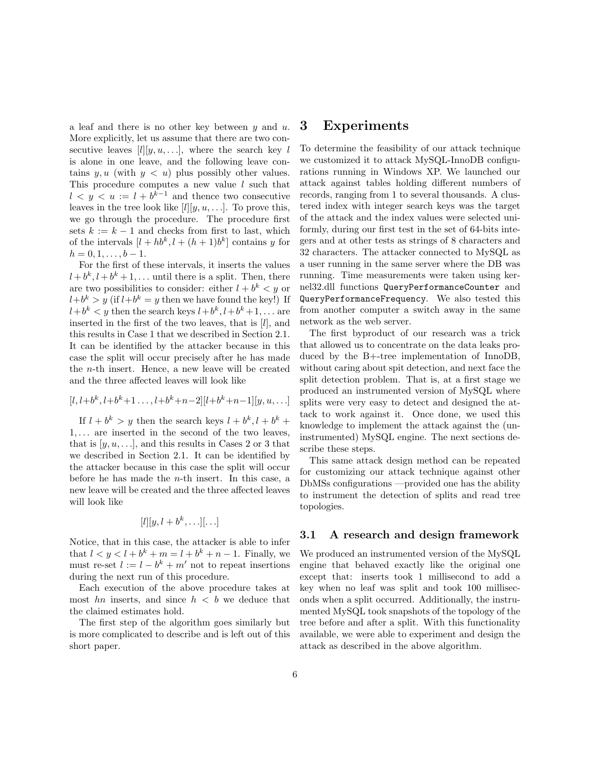a leaf and there is no other key between $y$ and $u$. More explicitly, let us assume that there are two consecutive leaves $[l][y, u, \ldots]$, where the search key $l$ is alone in one leaf, and the following leave contains $y, u$ (with $y < u$) plus possibly other values. This procedure computes a new value $l$ such that $l < y < u := l + b^{k-1}$ and thence two consecutive leaves in the tree look like $[l][y, u, \ldots]$. To prove this, we go through the procedure. The procedure first sets $k := k - 1$ and checks from first to last, which of the intervals $[l + hb^k, l + (h+1)b^k]$ contains $y$ for $h = 0, 1, \ldots, b - 1$.

For the first of these intervals, it inserts the values $l+b^k, l+b^k+1, \ldots$ until there is a split. Then, there are two possibilities to consider: either $l + b^k < y$ or $l+b^k > y$ (if $l+b^k = y$ then we have found the key!) If $l+b^k < y$ then the search keys $l+b^k, l+b^k+1, \ldots$ are inserted in the first of the two leaves, that is $[l]$, and this results in Case 1 that we described in Section 2.1. It can be identified by the attacker because in this case the split will occur precisely after he has made the $n$-th insert. Hence, a new leave will be created and the three affected leaves will look like

$$[l, l+b^k, l+b^k+1 \ldots, l+b^k+n-2][l+b^k+n-1][y, u, \ldots]$$

If $l + b^k > y$ then the search keys $l + b^k, l + b^k + 1, \ldots$ are inserted in the second of the two leaves, that is $[y, u, \ldots]$, and this results in Cases 2 or 3 that we described in Section 2.1. It can be identified by the attacker because in this case the split will occur before he has made the $n$-th insert. In this case, a new leave will be created and the three affected leaves will look like

$$[l][y, l + b^k, \ldots][\ldots]$$

Notice, that in this case, the attacker is able to infer that $l < y < l + b^k + m = l + b^k + n - 1$. Finally, we must re-set $l := l - b^k + m'$ not to repeat insertions during the next run of this procedure.

Each execution of the above procedure takes at most $hn$ inserts, and since $h < b$ we deduce that the claimed estimates hold.

The first step of the algorithm goes similarly but is more complicated to describe and is left out of this short paper.

# 3 Experiments

To determine the feasibility of our attack technique we customized it to attack MySQL-InnoDB configurations running in Windows XP. We launched our attack against tables holding different numbers of records, ranging from 1 to several thousands. A clustered index with integer search keys was the target of the attack and the index values were selected uniformly, during our first test in the set of 64-bits integers and at other tests as strings of 8 characters and 32 characters. The attacker connected to MySQL as a user running in the same server where the DB was running. Time measurements were taken using kernel32.dll functions `QueryPerformanceCounter` and `QueryPerformanceFrequency`. We also tested this from another computer a switch away in the same network as the web server.

The first byproduct of our research was a trick that allowed us to concentrate on the data leaks produced by the B+-tree implementation of InnoDB, without caring about spit detection, and next face the split detection problem. That is, at a first stage we produced an instrumented version of MySQL where splits were very easy to detect and designed the attack to work against it. Once done, we used this knowledge to implement the attack against the (uninstrumented) MySQL engine. The next sections describe these steps.

This same attack design method can be repeated for customizing our attack technique against other DbMSs configurations —provided one has the ability to instrument the detection of splits and read tree topologies.

## 3.1 A research and design framework

We produced an instrumented version of the MySQL engine that behaved exactly like the original one except that: inserts took 1 millisecond to add a key when no leaf was split and took 100 milliseconds when a split occurred. Additionally, the instrumented MySQL took snapshots of the topology of the tree before and after a split. With this functionality available, we were able to experiment and design the attack as described in the above algorithm.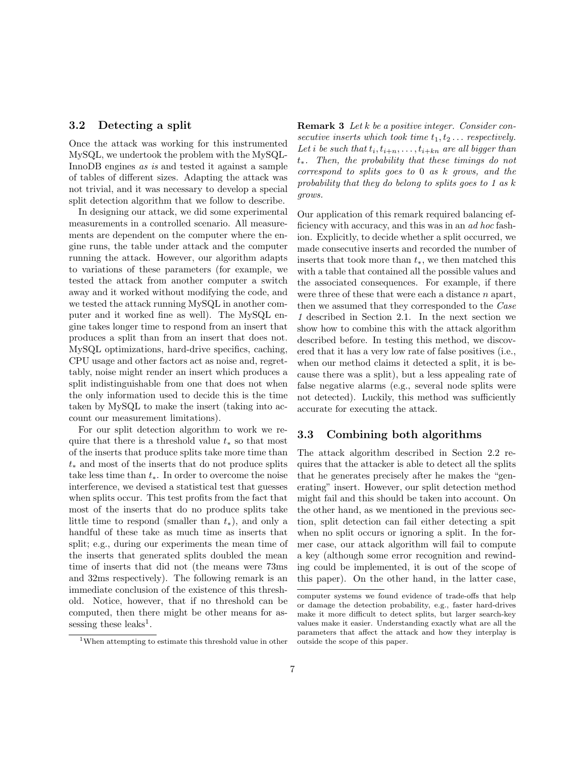### 3.2 Detecting a split

Once the attack was working for this instrumented MySQL, we undertook the problem with the MySQL-InnoDB engines *as is* and tested it against a sample of tables of different sizes. Adapting the attack was not trivial, and it was necessary to develop a special split detection algorithm that we follow to describe.

In designing our attack, we did some experimental measurements in a controlled scenario. All measurements are dependent on the computer where the engine runs, the table under attack and the computer running the attack. However, our algorithm adapts to variations of these parameters (for example, we tested the attack from another computer a switch away and it worked without modifying the code, and we tested the attack running MySQL in another computer and it worked fine as well). The MySQL engine takes longer time to respond from an insert that produces a split than from an insert that does not. MySQL optimizations, hard-drive specifics, caching, CPU usage and other factors act as noise and, regrettably, noise might render an insert which produces a split indistinguishable from one that does not when the only information used to decide this is the time taken by MySQL to make the insert (taking into account our measurement limitations).

For our split detection algorithm to work we require that there is a threshold value $t_*$ so that most of the inserts that produce splits take more time than $t_*$ and most of the inserts that do not produce splits take less time than $t_*$. In order to overcome the noise interference, we devised a statistical test that guesses when splits occur. This test profits from the fact that most of the inserts that do no produce splits take little time to respond (smaller than $t_*$), and only a handful of these take as much time as inserts that split; e.g., during our experiments the mean time of the inserts that generated splits doubled the mean time of inserts that did not (the means were 73ms and 32ms respectively). The following remark is an immediate conclusion of the existence of this threshold. Notice, however, that if no threshold can be computed, then there might be other means for assessing these leaks[1].

**Remark 3** *Let $k$ be a positive integer. Consider consecutive inserts which took time $t_1, t_2 \ldots$ respectively. Let $i$ be such that $t_i, t_{i+n}, \ldots, t_{i+kn}$ are all bigger than $t_*$. Then, the probability that these timings do not correspond to splits goes to 0 as $k$ grows, and the probability that they do belong to splits goes to 1 as $k$ grows.*

Our application of this remark required balancing efficiency with accuracy, and this was in an *ad hoc* fashion. Explicitly, to decide whether a split occurred, we made consecutive inserts and recorded the number of inserts that took more than $t_*$, we then matched this with a table that contained all the possible values and the associated consequences. For example, if there were three of these that were each a distance $n$ apart, then we assumed that they corresponded to the *Case 1* described in Section 2.1. In the next section we show how to combine this with the attack algorithm described before. In testing this method, we discovered that it has a very low rate of false positives (i.e., when our method claims it detected a split, it is because there was a split), but a less appealing rate of false negative alarms (e.g., several node splits were not detected). Luckily, this method was sufficiently accurate for executing the attack.

### 3.3 Combining both algorithms

The attack algorithm described in Section 2.2 requires that the attacker is able to detect all the splits that he generates precisely after he makes the "generating" insert. However, our split detection method might fail and this should be taken into account. On the other hand, as we mentioned in the previous section, split detection can fail either detecting a spit when no split occurs or ignoring a split. In the former case, our attack algorithm will fail to compute a key (although some error recognition and rewinding could be implemented, it is out of the scope of this paper). On the other hand, in the latter case,

[1] When attempting to estimate this threshold value in other computer systems we found evidence of trade-offs that help or damage the detection probability, e.g., faster hard-drives make it more difficult to detect splits, but larger search-key values make it easier. Understanding exactly what are all the parameters that affect the attack and how they interplay is outside the scope of this paper.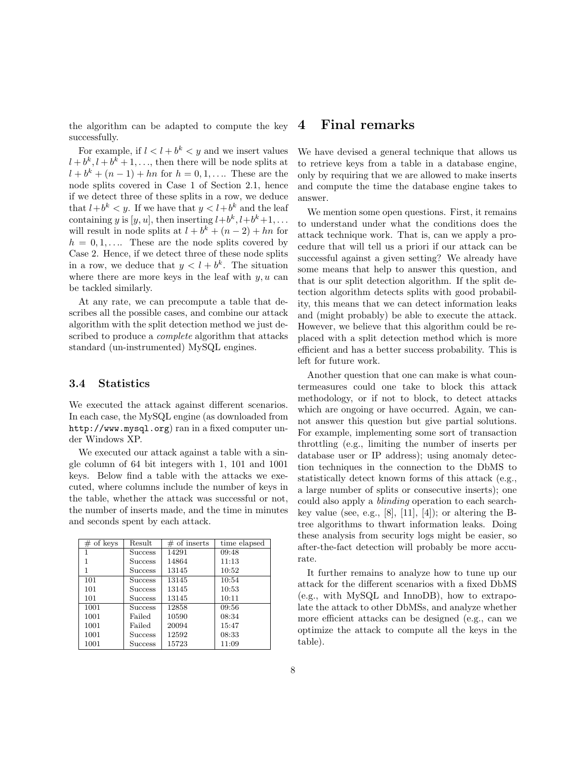the algorithm can be adapted to compute the key successfully.

For example, if $l < l + b^k < y$ and we insert values $l + b^k, l + b^k + 1, \ldots$, then there will be node splits at $l + b^k + (n-1) + hn$ for $h = 0, 1, \ldots$. These are the node splits covered in Case 1 of Section 2.1, hence if we detect three of these splits in a row, we deduce that $l + b^k < y$. If we have that $y < l + b^k$ and the leaf containing $y$ is $[y, u]$, then inserting $l + b^k, l + b^k + 1, \ldots$ will result in node splits at $l + b^k + (n-2) + hn$ for $h = 0, 1, \ldots$. These are the node splits covered by Case 2. Hence, if we detect three of these node splits in a row, we deduce that $y < l + b^k$. The situation where there are more keys in the leaf with $y, u$ can be tackled similarly.

At any rate, we can precompute a table that describes all the possible cases, and combine our attack algorithm with the split detection method we just described to produce a *complete* algorithm that attacks standard (un-instrumented) MySQL engines.

### 3.4 Statistics

We executed the attack against different scenarios. In each case, the MySQL engine (as downloaded from `http://www.mysql.org`) ran in a fixed computer under Windows XP.

We executed our attack against a table with a single column of 64 bit integers with 1, 101 and 1001 keys. Below find a table with the attacks we executed, where columns include the number of keys in the table, whether the attack was successful or not, the number of inserts made, and the time in minutes and seconds spent by each attack.

| # of keys | Result | # of inserts | time elapsed |
|---|---|---|---|
| 1 | Success | 14291 | 09:48 |
| 1 | Success | 14864 | 11:13 |
| 1 | Success | 13145 | 10:52 |
| 101 | Success | 13145 | 10:54 |
| 101 | Success | 13145 | 10:53 |
| 101 | Success | 13145 | 10:11 |
| 1001 | Success | 12858 | 09:56 |
| 1001 | Failed | 10590 | 08:34 |
| 1001 | Failed | 20094 | 15:47 |
| 1001 | Success | 12592 | 08:33 |
| 1001 | Success | 15723 | 11:09 |

# 4 Final remarks

We have devised a general technique that allows us to retrieve keys from a table in a database engine, only by requiring that we are allowed to make inserts and compute the time the database engine takes to answer.

We mention some open questions. First, it remains to understand under what the conditions does the attack technique work. That is, can we apply a procedure that will tell us a priori if our attack can be successful against a given setting? We already have some means that help to answer this question, and that is our split detection algorithm. If the split detection algorithm detects splits with good probability, this means that we can detect information leaks and (might probably) be able to execute the attack. However, we believe that this algorithm could be replaced with a split detection method which is more efficient and has a better success probability. This is left for future work.

Another question that one can make is what countermeasures could one take to block this attack methodology, or if not to block, to detect attacks which are ongoing or have occurred. Again, we cannot answer this question but give partial solutions. For example, implementing some sort of transaction throttling (e.g., limiting the number of inserts per database user or IP address); using anomaly detection techniques in the connection to the DbMS to statistically detect known forms of this attack (e.g., a large number of splits or consecutive inserts); one could also apply a *blinding* operation to each search-key value (see, e.g., [8], [11], [4]); or altering the B-tree algorithms to thwart information leaks. Doing these analysis from security logs might be easier, so after-the-fact detection will probably be more accurate.

It further remains to analyze how to tune up our attack for the different scenarios with a fixed DbMS (e.g., with MySQL and InnoDB), how to extrapolate the attack to other DbMSs, and analyze whether more efficient attacks can be designed (e.g., can we optimize the attack to compute all the keys in the table).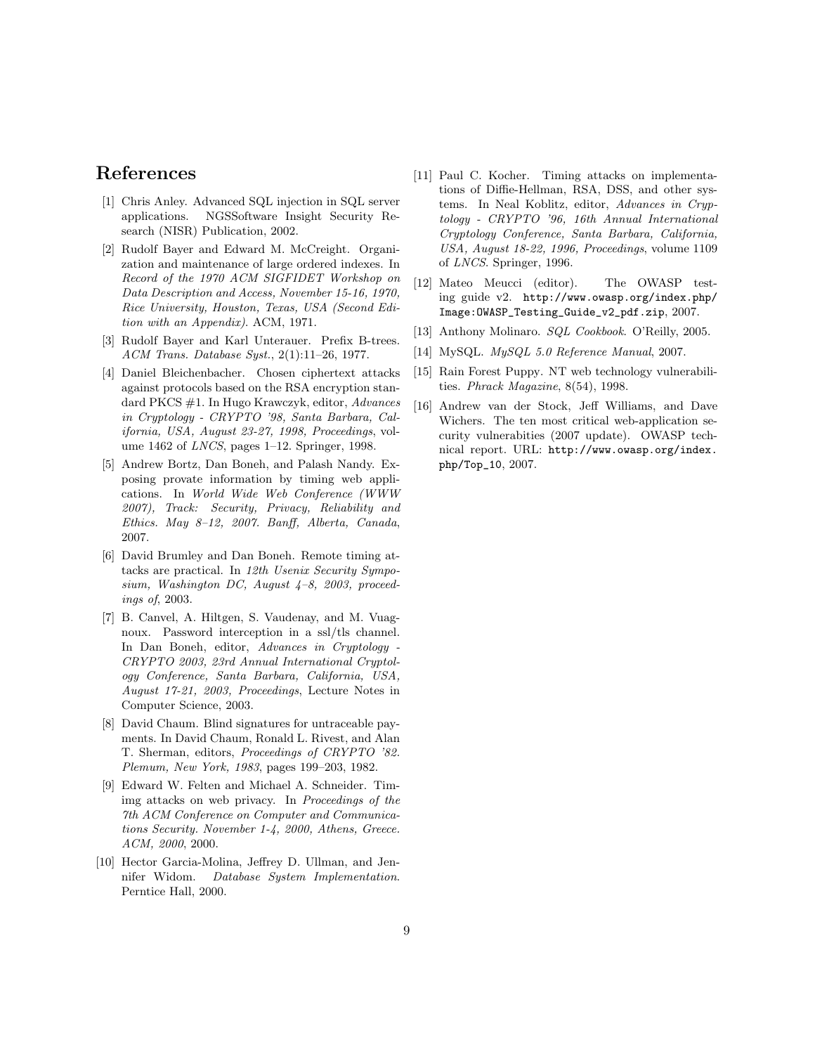## References

[1] Chris Anley. Advanced SQL injection in SQL server applications. NGSSoftware Insight Security Research (NISR) Publication, 2002.

[2] Rudolf Bayer and Edward M. McCreight. Organization and maintenance of large ordered indexes. In *Record of the 1970 ACM SIGFIDET Workshop on Data Description and Access, November 15-16, 1970, Rice University, Houston, Texas, USA (Second Edition with an Appendix)*. ACM, 1971.

[3] Rudolf Bayer and Karl Unterauer. Prefix B-trees. *ACM Trans. Database Syst.*, 2(1):11–26, 1977.

[4] Daniel Bleichenbacher. Chosen ciphertext attacks against protocols based on the RSA encryption standard PKCS #1. In Hugo Krawczyk, editor, *Advances in Cryptology - CRYPTO '98, Santa Barbara, California, USA, August 23-27, 1998, Proceedings*, volume 1462 of *LNCS*, pages 1–12. Springer, 1998.

[5] Andrew Bortz, Dan Boneh, and Palash Nandy. Exposing provate information by timing web applications. In *World Wide Web Conference (WWW 2007), Track: Security, Privacy, Reliability and Ethics. May 8–12, 2007. Banff, Alberta, Canada*, 2007.

[6] David Brumley and Dan Boneh. Remote timing attacks are practical. In *12th Usenix Security Symposium, Washington DC, August 4–8, 2003, proceedings of*, 2003.

[7] B. Canvel, A. Hiltgen, S. Vaudenay, and M. Vuagnoux. Password interception in a ssl/tls channel. In Dan Boneh, editor, *Advances in Cryptology - CRYPTO 2003, 23rd Annual International Cryptology Conference, Santa Barbara, California, USA, August 17-21, 2003, Proceedings*, Lecture Notes in Computer Science, 2003.

[8] David Chaum. Blind signatures for untraceable payments. In David Chaum, Ronald L. Rivest, and Alan T. Sherman, editors, *Proceedings of CRYPTO '82. Plemum, New York, 1983*, pages 199–203, 1982.

[9] Edward W. Felten and Michael A. Schneider. Timimg attacks on web privacy. In *Proceedings of the 7th ACM Conference on Computer and Communications Security. November 1-4, 2000, Athens, Greece. ACM, 2000*, 2000.

[10] Hector Garcia-Molina, Jeffrey D. Ullman, and Jennifer Widom. *Database System Implementation*. Perntice Hall, 2000.

[11] Paul C. Kocher. Timing attacks on implementations of Diffie-Hellman, RSA, DSS, and other systems. In Neal Koblitz, editor, *Advances in Cryptology - CRYPTO '96, 16th Annual International Cryptology Conference, Santa Barbara, California, USA, August 18-22, 1996, Proceedings*, volume 1109 of *LNCS*. Springer, 1996.

[12] Mateo Meucci (editor). The OWASP testing guide v2. `http://www.owasp.org/index.php/Image:OWASP_Testing_Guide_v2_pdf.zip`, 2007.

[13] Anthony Molinaro. *SQL Cookbook*. O'Reilly, 2005.

[14] MySQL. *MySQL 5.0 Reference Manual*, 2007.

[15] Rain Forest Puppy. NT web technology vulnerabilities. *Phrack Magazine*, 8(54), 1998.

[16] Andrew van der Stock, Jeff Williams, and Dave Wichers. The ten most critical web-application security vulnerabities (2007 update). OWASP technical report. URL: `http://www.owasp.org/index.php/Top_10`, 2007.